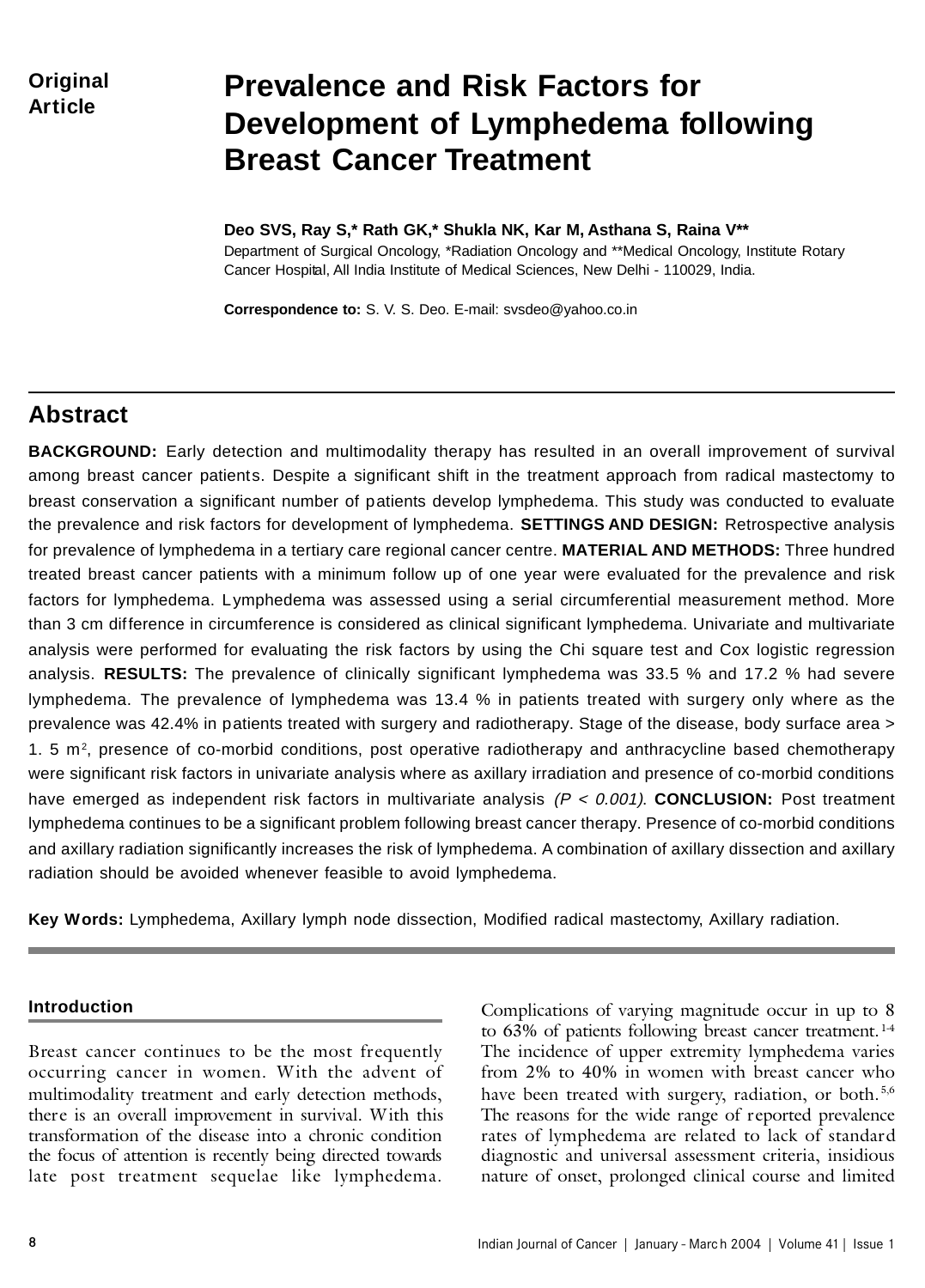Original Article

# Prevalence and Risk Factors for Development of Lymphedema following Breast Cancer Treatment

**Deo SVS, Ray S,* Rath GK,* Shukla NK, Kar M, Asthana S, Raina V****

Department of Surgical Oncology, *Radiation Oncology and **Medical Oncology, Institute Rotary Cancer Hospital, All India Institute of Medical Sciences, New Delhi - 110029, India.

**Correspondence to:** S. V. S. Deo. E-mail: svsdeo@yahoo.co.in

## Abstract

**BACKGROUND:** Early detection and multimodality therapy has resulted in an overall improvement of survival among breast cancer patients. Despite a significant shift in the treatment approach from radical mastectomy to breast conservation a significant number of patients develop lymphedema. This study was conducted to evaluate the prevalence and risk factors for development of lymphedema. **SETTINGS AND DESIGN:** Retrospective analysis for prevalence of lymphedema in a tertiary care regional cancer centre. **MATERIAL AND METHODS:** Three hundred treated breast cancer patients with a minimum follow up of one year were evaluated for the prevalence and risk factors for lymphedema. Lymphedema was assessed using a serial circumferential measurement method. More than 3 cm difference in circumference is considered as clinical significant lymphedema. Univariate and multivariate analysis were performed for evaluating the risk factors by using the Chi square test and Cox logistic regression analysis. **RESULTS:** The prevalence of clinically significant lymphedema was 33.5 % and 17.2 % had severe lymphedema. The prevalence of lymphedema was 13.4 % in patients treated with surgery only where as the prevalence was 42.4% in patients treated with surgery and radiotherapy. Stage of the disease, body surface area > 1. 5 $m^2$, presence of co-morbid conditions, post operative radiotherapy and anthracycline based chemotherapy were significant risk factors in univariate analysis where as axillary irradiation and presence of co-morbid conditions have emerged as independent risk factors in multivariate analysis *($P < 0.001$).* **CONCLUSION:** Post treatment lymphedema continues to be a significant problem following breast cancer therapy. Presence of co-morbid conditions and axillary radiation significantly increases the risk of lymphedema. A combination of axillary dissection and axillary radiation should be avoided whenever feasible to avoid lymphedema.

**Key Words:** Lymphedema, Axillary lymph node dissection, Modified radical mastectomy, Axillary radiation.

### Introduction

Breast cancer continues to be the most frequently occurring cancer in women. With the advent of multimodality treatment and early detection methods, there is an overall improvement in survival. With this transformation of the disease into a chronic condition the focus of attention is recently being directed towards late post treatment sequelae like lymphedema. Complications of varying magnitude occur in up to 8 to 63% of patients following breast cancer treatment.[1-4] The incidence of upper extremity lymphedema varies from 2% to 40% in women with breast cancer who have been treated with surgery, radiation, or both.[5,6] The reasons for the wide range of reported prevalence rates of lymphedema are related to lack of standard diagnostic and universal assessment criteria, insidious nature of onset, prolonged clinical course and limited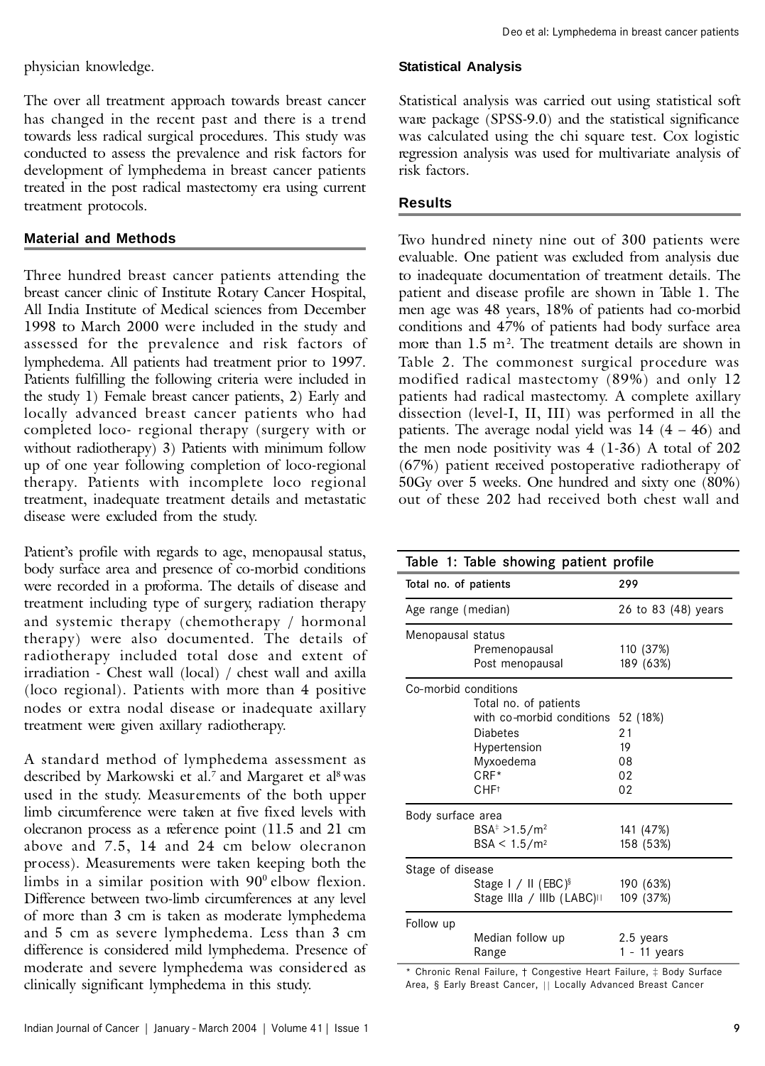physician knowledge.

The over all treatment approach towards breast cancer has changed in the recent past and there is a trend towards less radical surgical procedures. This study was conducted to assess the prevalence and risk factors for development of lymphedema in breast cancer patients treated in the post radical mastectomy era using current treatment protocols.

## Material and Methods

Three hundred breast cancer patients attending the breast cancer clinic of Institute Rotary Cancer Hospital, All India Institute of Medical sciences from December 1998 to March 2000 were included in the study and assessed for the prevalence and risk factors of lymphedema. All patients had treatment prior to 1997. Patients fulfilling the following criteria were included in the study 1) Female breast cancer patients, 2) Early and locally advanced breast cancer patients who had completed loco- regional therapy (surgery with or without radiotherapy) 3) Patients with minimum follow up of one year following completion of loco-regional therapy. Patients with incomplete loco regional treatment, inadequate treatment details and metastatic disease were excluded from the study.

Patient's profile with regards to age, menopausal status, body surface area and presence of co-morbid conditions were recorded in a proforma. The details of disease and treatment including type of surgery, radiation therapy and systemic therapy (chemotherapy / hormonal therapy) were also documented. The details of radiotherapy included total dose and extent of irradiation - Chest wall (local) / chest wall and axilla (loco regional). Patients with more than 4 positive nodes or extra nodal disease or inadequate axillary treatment were given axillary radiotherapy.

A standard method of lymphedema assessment as described by Markowski et al.[7] and Margaret et al[8] was used in the study. Measurements of the both upper limb circumference were taken at five fixed levels with olecranon process as a reference point (11.5 and 21 cm above and 7.5, 14 and 24 cm below olecranon process). Measurements were taken keeping both the limbs in a similar position with $90^0$ elbow flexion. Difference between two-limb circumferences at any level of more than 3 cm is taken as moderate lymphedema and 5 cm as severe lymphedema. Less than 3 cm difference is considered mild lymphedema. Presence of moderate and severe lymphedema was considered as clinically significant lymphedema in this study.

## Statistical Analysis

Statistical analysis was carried out using statistical soft ware package (SPSS-9.0) and the statistical significance was calculated using the chi square test. Cox logistic regression analysis was used for multivariate analysis of risk factors.

## Results

Two hundred ninety nine out of 300 patients were evaluable. One patient was excluded from analysis due to inadequate documentation of treatment details. The patient and disease profile are shown in Table 1. The men age was 48 years, 18% of patients had co-morbid conditions and 47% of patients had body surface area more than 1.5 $m^2$. The treatment details are shown in Table 2. The commonest surgical procedure was modified radical mastectomy (89%) and only 12 patients had radical mastectomy. A complete axillary dissection (level-I, II, III) was performed in all the patients. The average nodal yield was 14 (4 – 46) and the men node positivity was 4 (1-36) A total of 202 (67%) patient received postoperative radiotherapy of 50Gy over 5 weeks. One hundred and sixty one (80%) out of these 202 had received both chest wall and

**Table 1: Table showing patient profile**

| Total no. of patients | | 299 |
|---|---|---|
| Age range (median) | | 26 to 83 (48) years |
| Menopausal status | | |
| | Premenopausal | 110 (37%) |
| | Post menopausal | 189 (63%) |
| Co-morbid conditions | | |
| | Total no. of patients with co-morbid conditions | 52 (18%) |
| | Diabetes | 21 |
| | Hypertension | 19 |
| | Myxoedema | 08 |
| | CRF* | 02 |
| | CHF† | 02 |
| Body surface area | | |
| | BSA‡ >1.5/$m^2$ | 141 (47%) |
| | BSA < 1.5/$m^2$ | 158 (53%) |
| Stage of disease | | |
| | Stage I / II (EBC)§ | 190 (63%) |
| | Stage IIIa / IIIb (LABC)\|\| | 109 (37%) |
| Follow up | | |
| | Median follow up | 2.5 years |
| | Range | 1 - 11 years |

\* Chronic Renal Failure, † Congestive Heart Failure, ‡ Body Surface Area, § Early Breast Cancer, || Locally Advanced Breast Cancer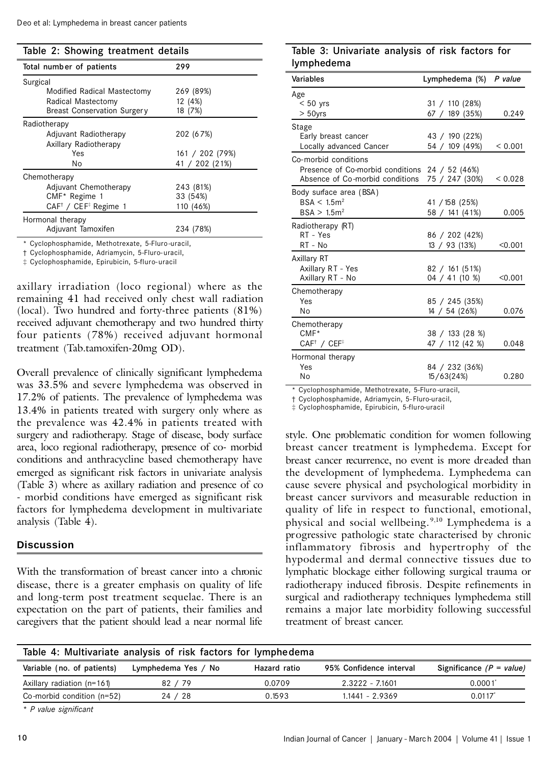**Table 2: Showing treatment details**

| Total number of patients | 299 |
|---|---|
| Surgical | |
| Modified Radical Mastectomy | 269 (89%) |
| Radical Mastectomy | 12 (4%) |
| Breast Conservation Surgery | 18 (7%) |
| Radiotherapy | |
| Adjuvant Radiotherapy | 202 (67%) |
| Axillary Radiotherapy | |
| Yes | 161 / 202 (79%) |
| No | 41 / 202 (21%) |
| Chemotherapy | |
| Adjuvant Chemotherapy | 243 (81%) |
| CMF* Regime 1 | 33 (54%) |
| CAF† / CEF‡ Regime 1 | 110 (46%) |
| Hormonal therapy | |
| Adjuvant Tamoxifen | 234 (78%) |

* Cyclophosphamide, Methotrexate, 5-Fluro-uracil,
† Cyclophosphamide, Adriamycin, 5-Fluro-uracil,
‡ Cyclophosphamide, Epirubicin, 5-fluro-uracil

axillary irradiation (loco regional) where as the remaining 41 had received only chest wall radiation (local). Two hundred and forty-three patients (81%) received adjuvant chemotherapy and two hundred thirty four patients (78%) received adjuvant hormonal treatment (Tab.tamoxifen-20mg OD).

Overall prevalence of clinically significant lymphedema was 33.5% and severe lymphedema was observed in 17.2% of patients. The prevalence of lymphedema was 13.4% in patients treated with surgery only where as the prevalence was 42.4% in patients treated with surgery and radiotherapy. Stage of disease, body surface area, loco regional radiotherapy, presence of co- morbid conditions and anthracycline based chemotherapy have emerged as significant risk factors in univariate analysis (Table 3) where as axillary radiation and presence of co - morbid conditions have emerged as significant risk factors for lymphedema development in multivariate analysis (Table 4).

**Table 3: Univariate analysis of risk factors for lymphedema**

| Variables | Lymphedema (%) | *P value* |
|---|---|---|
| Age | | |
| < 50 yrs | 31 / 110 (28%) | |
| > 50yrs | 67 / 189 (35%) | 0.249 |
| Stage | | |
| Early breast cancer | 43 / 190 (22%) | |
| Locally advanced Cancer | 54 / 109 (49%) | < 0.001 |
| Co-morbid conditions | | |
| Presence of Co-morbid conditions | 24 / 52 (46%) | |
| Absence of Co-morbid conditions | 75 / 247 (30%) | < 0.028 |
| Body surface area (BSA) | | |
| BSA < 1.5m² | 41 / 158 (25%) | |
| BSA > 1.5m² | 58 / 141 (41%) | 0.005 |
| Radiotherapy (RT) | | |
| RT - Yes | 86 / 202 (42%) | |
| RT - No | 13 / 93 (13%) | <0.001 |
| Axillary RT | | |
| Axillary RT - Yes | 82 / 161 (51%) | |
| Axillary RT - No | 04 / 41 (10 %) | <0.001 |
| Chemotherapy | | |
| Yes | 85 / 245 (35%) | |
| No | 14 / 54 (26%) | 0.076 |
| Chemotherapy | | |
| CMF* | 38 / 133 (28 %) | |
| CAF† / CEF‡ | 47 / 112 (42 %) | 0.048 |
| Hormonal therapy | | |
| Yes | 84 / 232 (36%) | |
| No | 15/63(24%) | 0.280 |

* Cyclophosphamide, Methotrexate, 5-Fluro-uracil,
† Cyclophosphamide, Adriamycin, 5-Fluro-uracil,
‡ Cyclophosphamide, Epirubicin, 5-fluro-uracil

## Discussion

With the transformation of breast cancer into a chronic disease, there is a greater emphasis on quality of life and long-term post treatment sequelae. There is an expectation on the part of patients, their families and caregivers that the patient should lead a near normal life style. One problematic condition for women following breast cancer treatment is lymphedema. Except for breast cancer recurrence, no event is more dreaded than the development of lymphedema. Lymphedema can cause severe physical and psychological morbidity in breast cancer survivors and measurable reduction in quality of life in respect to functional, emotional, physical and social wellbeing.[9,10] Lymphedema is a progressive pathologic state characterised by chronic inflammatory fibrosis and hypertrophy of the hypodermal and dermal connective tissues due to lymphatic blockage either following surgical trauma or radiotherapy induced fibrosis. Despite refinements in surgical and radiotherapy techniques lymphedema still remains a major late morbidity following successful treatment of breast cancer.

**Table 4: Multivariate analysis of risk factors for lymphedema**

| Variable (no. of patients) | Lymphedema Yes / No | Hazard ratio | 95% Confidence interval | Significance (*P = value*) |
|---|---|---|---|---|
| Axillary radiation (n=161) | 82 / 79 | 0.0709 | 2.3222 - 7.1601 | 0.0001* |
| Co-morbid condition (n=52) | 24 / 28 | 0.1593 | 1.1441 - 2.9369 | 0.0117* |

*\* P value significant*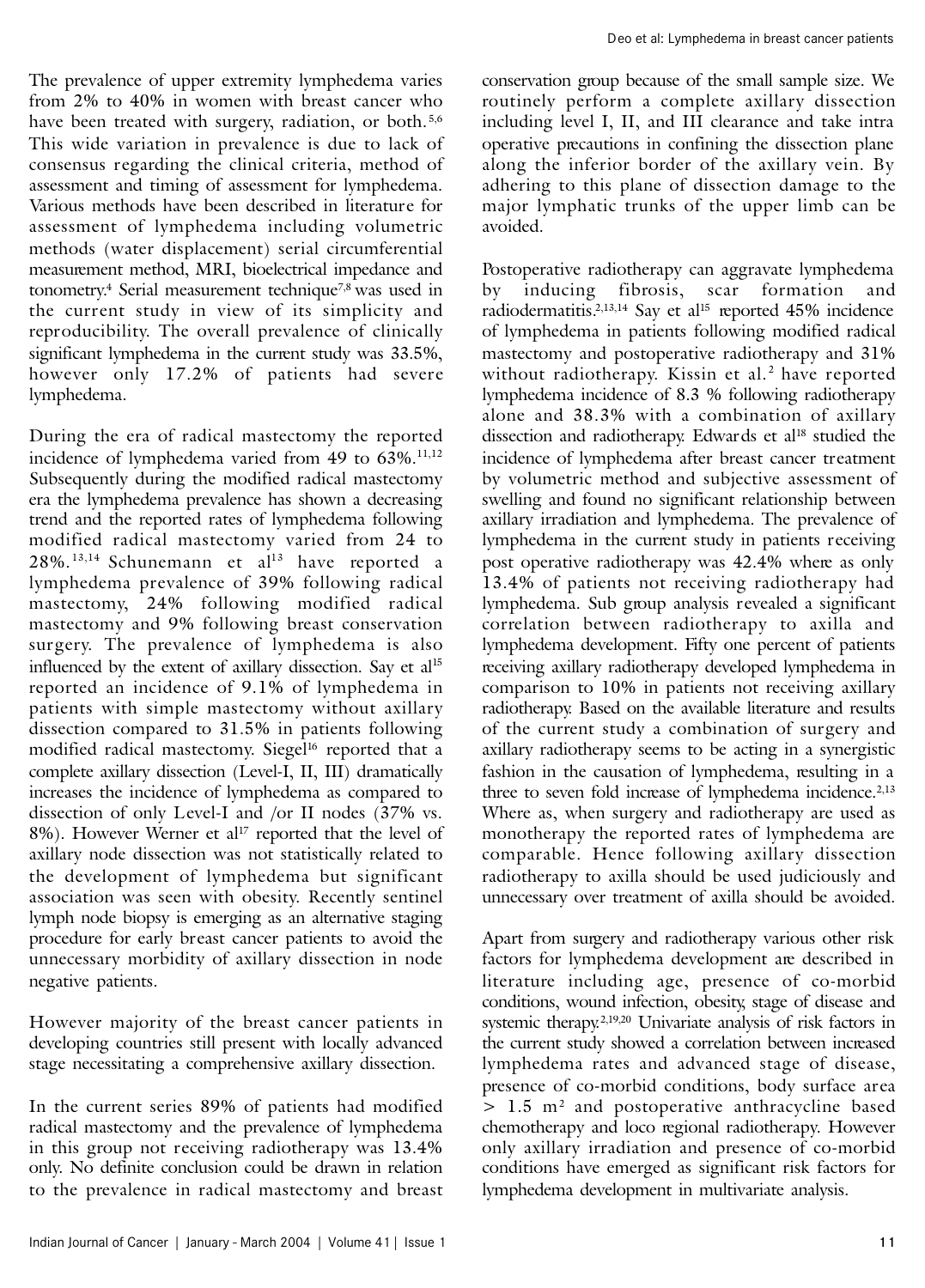The prevalence of upper extremity lymphedema varies from 2% to 40% in women with breast cancer who have been treated with surgery, radiation, or both.[5,6] This wide variation in prevalence is due to lack of consensus regarding the clinical criteria, method of assessment and timing of assessment for lymphedema. Various methods have been described in literature for assessment of lymphedema including volumetric methods (water displacement) serial circumferential measurement method, MRI, bioelectrical impedance and tonometry.[4] Serial measurement technique[7,8] was used in the current study in view of its simplicity and reproducibility. The overall prevalence of clinically significant lymphedema in the current study was 33.5%, however only 17.2% of patients had severe lymphedema.

During the era of radical mastectomy the reported incidence of lymphedema varied from 49 to 63%.[11,12] Subsequently during the modified radical mastectomy era the lymphedema prevalence has shown a decreasing trend and the reported rates of lymphedema following modified radical mastectomy varied from 24 to 28%.[13,14] Schunemann et al[13] have reported a lymphedema prevalence of 39% following radical mastectomy, 24% following modified radical mastectomy and 9% following breast conservation surgery. The prevalence of lymphedema is also influenced by the extent of axillary dissection. Say et al[15] reported an incidence of 9.1% of lymphedema in patients with simple mastectomy without axillary dissection compared to 31.5% in patients following modified radical mastectomy. Siegel[16] reported that a complete axillary dissection (Level-I, II, III) dramatically increases the incidence of lymphedema as compared to dissection of only Level-I and /or II nodes (37% vs. 8%). However Werner et al[17] reported that the level of axillary node dissection was not statistically related to the development of lymphedema but significant association was seen with obesity. Recently sentinel lymph node biopsy is emerging as an alternative staging procedure for early breast cancer patients to avoid the unnecessary morbidity of axillary dissection in node negative patients.

However majority of the breast cancer patients in developing countries still present with locally advanced stage necessitating a comprehensive axillary dissection.

In the current series 89% of patients had modified radical mastectomy and the prevalence of lymphedema in this group not receiving radiotherapy was 13.4% only. No definite conclusion could be drawn in relation to the prevalence in radical mastectomy and breast conservation group because of the small sample size. We routinely perform a complete axillary dissection including level I, II, and III clearance and take intra operative precautions in confining the dissection plane along the inferior border of the axillary vein. By adhering to this plane of dissection damage to the major lymphatic trunks of the upper limb can be avoided.

Postoperative radiotherapy can aggravate lymphedema by inducing fibrosis, scar formation and radiodermatitis.[2,13,14] Say et al[15] reported 45% incidence of lymphedema in patients following modified radical mastectomy and postoperative radiotherapy and 31% without radiotherapy. Kissin et al.[2] have reported lymphedema incidence of 8.3 % following radiotherapy alone and 38.3% with a combination of axillary dissection and radiotherapy. Edwards et al[18] studied the incidence of lymphedema after breast cancer treatment by volumetric method and subjective assessment of swelling and found no significant relationship between axillary irradiation and lymphedema. The prevalence of lymphedema in the current study in patients receiving post operative radiotherapy was 42.4% where as only 13.4% of patients not receiving radiotherapy had lymphedema. Sub group analysis revealed a significant correlation between radiotherapy to axilla and lymphedema development. Fifty one percent of patients receiving axillary radiotherapy developed lymphedema in comparison to 10% in patients not receiving axillary radiotherapy. Based on the available literature and results of the current study a combination of surgery and axillary radiotherapy seems to be acting in a synergistic fashion in the causation of lymphedema, resulting in a three to seven fold increase of lymphedema incidence.[2,13] Where as, when surgery and radiotherapy are used as monotherapy the reported rates of lymphedema are comparable. Hence following axillary dissection radiotherapy to axilla should be used judiciously and unnecessary over treatment of axilla should be avoided.

Apart from surgery and radiotherapy various other risk factors for lymphedema development are described in literature including age, presence of co-morbid conditions, wound infection, obesity, stage of disease and systemic therapy.[2,19,20] Univariate analysis of risk factors in the current study showed a correlation between increased lymphedema rates and advanced stage of disease, presence of co-morbid conditions, body surface area $> 1.5\ m^2$ and postoperative anthracycline based chemotherapy and loco regional radiotherapy. However only axillary irradiation and presence of co-morbid conditions have emerged as significant risk factors for lymphedema development in multivariate analysis.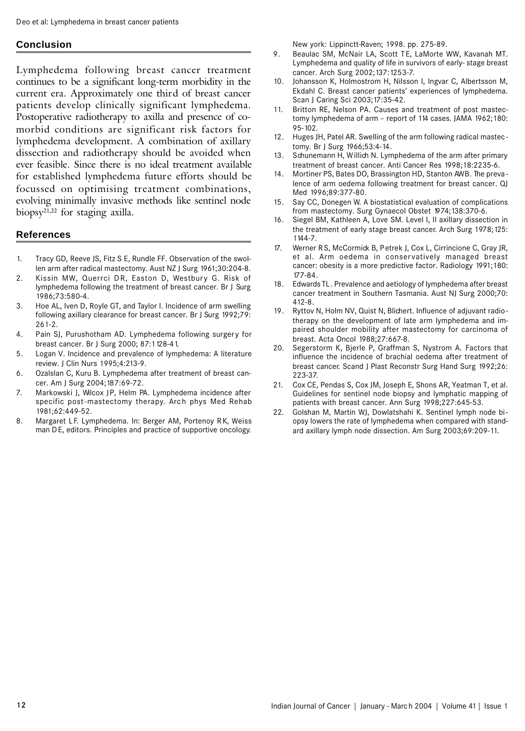## Conclusion

Lymphedema following breast cancer treatment continues to be a significant long-term morbidity in the current era. Approximately one third of breast cancer patients develop clinically significant lymphedema. Postoperative radiotherapy to axilla and presence of co-morbid conditions are significant risk factors for lymphedema development. A combination of axillary dissection and radiotherapy should be avoided when ever feasible. Since there is no ideal treatment available for established lymphedema future efforts should be focussed on optimising treatment combinations, evolving minimally invasive methods like sentinel node biopsy[21,22] for staging axilla.

## References

1. Tracy GD, Reeve JS, Fitz S E, Rundle FF. Observation of the swollen arm after radical mastectomy. Aust NZ J Surg 1961;30:204-8.
2. Kissin MW, Querrci DR, Easton D, Westbury G. Risk of lymphedema following the treatment of breast cancer. Br J Surg 1986;73:580-4.
3. Hoe AL, Iven D, Royle GT, and Taylor I. Incidence of arm swelling following axillary clearance for breast cancer. Br J Surg 1992;79: 261-2.
4. Pain SJ, Purushotham AD. Lymphedema following surgery for breast cancer. Br J Surg 2000; 87:1128-41.
5. Logan V. Incidence and prevalence of lymphedema: A literature review. J Clin Nurs 1995;4:213-9.
6. Ozalslan C, Kuru B. Lymphedema after treatment of breast cancer. Am J Surg 2004;187:69-72.
7. Markowski J, Wilcox JP, Helm PA. Lymphedema incidence after specific post-mastectomy therapy. Arch phys Med Rehab 1981;62:449-52.
8. Margaret LF. Lymphedema. In: Berger AM, Portenoy RK, Weiss man DE, editors. Principles and practice of supportive oncology. New york: Lippinctt-Raven; 1998. pp. 275-89.
9. Beaulac SM, McNair LA, Scott TE, LaMorte WW, Kavanah MT. Lymphedema and quality of life in survivors of early- stage breast cancer. Arch Surg 2002;137:1253-7.
10. Johansson K, Holmostrom H, Nilsson I, Ingvar C, Albertsson M, Ekdahl C. Breast cancer patients' experiences of lymphedema. Scan J Caring Sci 2003;17:35-42.
11. Britton RE, Nelson PA. Causes and treatment of post mastectomy lymphedema of arm – report of 114 cases. JAMA 1962;180: 95-102.
12. Huges JH, Patel AR. Swelling of the arm following radical mastectomy. Br J Surg 1966;53:4-14.
13. Schunemann H, Willich N. Lymphedema of the arm after primary treatment of breast cancer. Anti Cancer Res 1998;18:2235-6.
14. Mortiner PS, Bates DO, Brassington HD, Stanton AWB. The prevalence of arm oedema following treatment for breast cancer. QJ Med 1996;89:377-80.
15. Say CC, Donegen W. A biostatistical evaluation of complications from mastectomy. Surg Gynaecol Obstet 1974;138:370-6.
16. Siegel BM, Kathleen A, Love SM. Level I, II axillary dissection in the treatment of early stage breast cancer. Arch Surg 1978;125: 1144-7.
17. Werner RS, McCormick B, Petrek J, Cox L, Cirrincione C, Gray JR, et al. Arm oedema in conservatively managed breast cancer: obesity is a more predictive factor. Radiology 1991;180: 177-84.
18. Edwards TL. Prevalence and aetiology of lymphedema after breast cancer treatment in Southern Tasmania. Aust NJ Surg 2000;70: 412-8.
19. Ryttov N, Holm NV, Quist N, Blichert. Influence of adjuvant radiotherapy on the development of late arm lymphedema and impaired shoulder mobility after mastectomy for carcinoma of breast. Acta Oncol 1988;27:667-8.
20. Segerstorm K, Bjerle P, Graffman S, Nystrom A. Factors that influence the incidence of brachial oedema after treatment of breast cancer. Scand J Plast Reconstr Surg Hand Surg 1992;26: 223-37.
21. Cox CE, Pendas S, Cox JM, Joseph E, Shons AR, Yeatman T, et al. Guidelines for sentinel node biopsy and lymphatic mapping of patients with breast cancer. Ann Surg 1998;227:645-53.
22. Golshan M, Martin WJ, Dowlatshahi K. Sentinel lymph node biopsy lowers the rate of lymphedema when compared with standard axillary lymph node dissection. Am Surg 2003;69:209-11.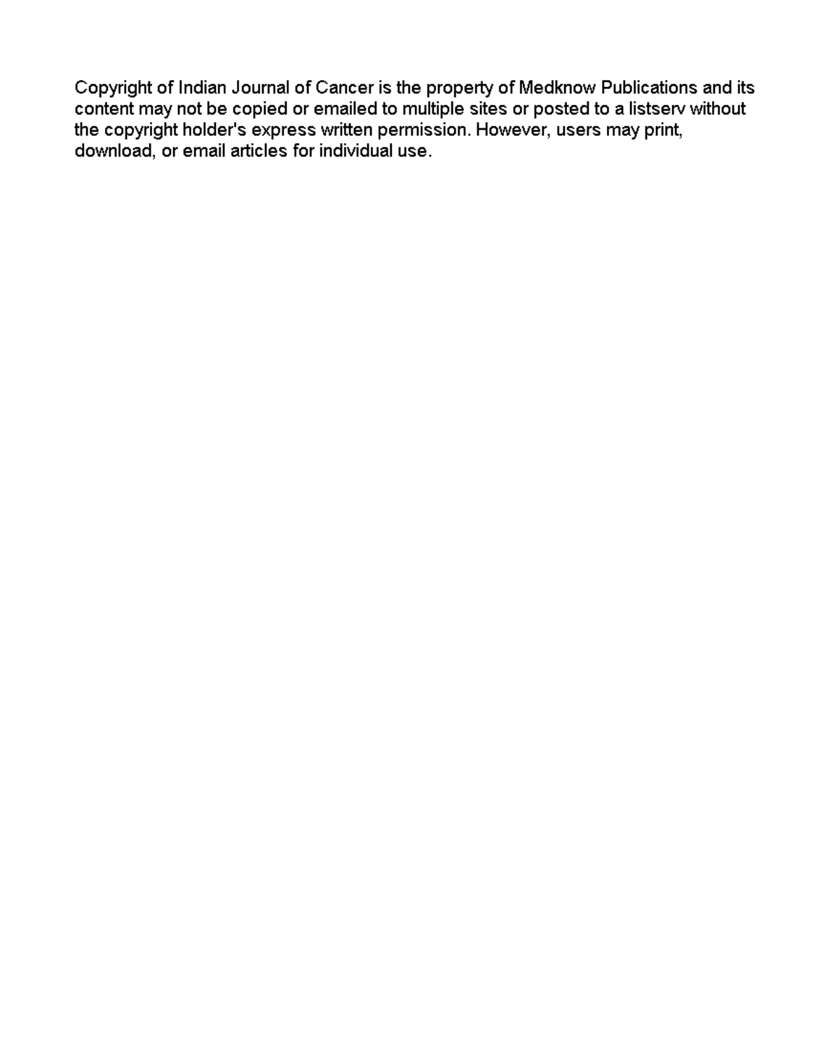Copyright of Indian Journal of Cancer is the property of Medknow Publications and its content may not be copied or emailed to multiple sites or posted to a listserv without the copyright holder's express written permission. However, users may print, download, or email articles for individual use.